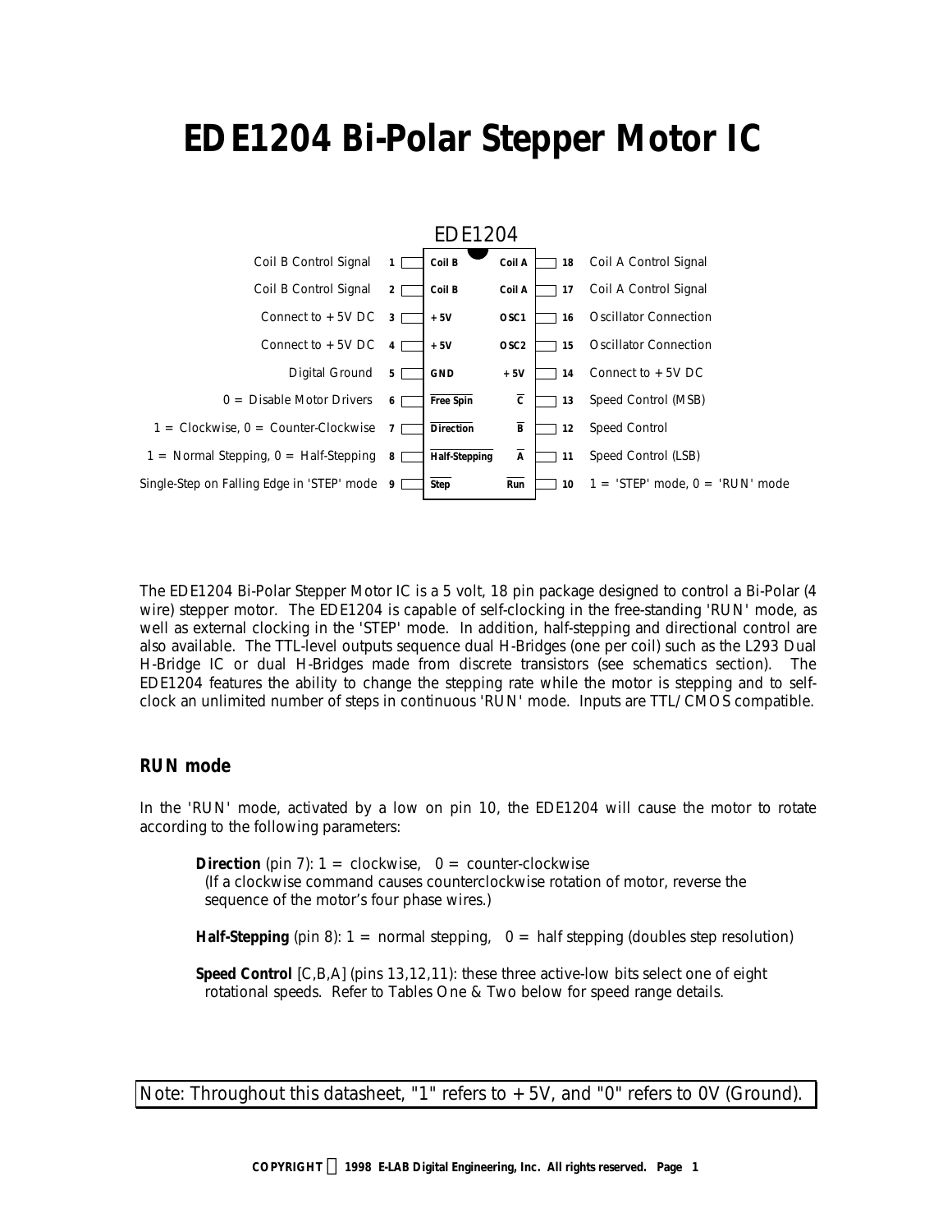# EDE1204 Bi-Polar Stepper Motor IC

EDE1204

| Description | Pin | Label | Label | Pin | Description |
|---|---|---|---|---|---|
| Coil B Control Signal | 1 | Coil B | Coil A | 18 | Coil A Control Signal |
| Coil B Control Signal | 2 | Coil B | Coil A | 17 | Coil A Control Signal |
| Connect to +5V DC | 3 | +5V | OSC1 | 16 | Oscillator Connection |
| Connect to +5V DC | 4 | +5V | OSC2 | 15 | Oscillator Connection |
| Digital Ground | 5 | GND | +5V | 14 | Connect to +5V DC |
| 0 = Disable Motor Drivers | 6 | $\overline{\text{Free Spin}}$ | $\overline{\text{C}}$ | 13 | Speed Control (MSB) |
| 1 = Clockwise, 0 = Counter-Clockwise | 7 | $\overline{\text{Direction}}$ | $\overline{\text{B}}$ | 12 | Speed Control |
| 1 = Normal Stepping, 0 = Half-Stepping | 8 | $\overline{\text{Half-Stepping}}$ | $\overline{\text{A}}$ | 11 | Speed Control (LSB) |
| Single-Step on Falling Edge in 'STEP' mode | 9 | $\overline{\text{Step}}$ | $\overline{\text{Run}}$ | 10 | 1 = 'STEP' mode, 0 = 'RUN' mode |

The EDE1204 Bi-Polar Stepper Motor IC is a 5 volt, 18 pin package designed to control a Bi-Polar (4 wire) stepper motor. The EDE1204 is capable of self-clocking in the free-standing 'RUN' mode, as well as external clocking in the 'STEP' mode. In addition, half-stepping and directional control are also available. The TTL-level outputs sequence dual H-Bridges (one per coil) such as the L293 Dual H-Bridge IC or dual H-Bridges made from discrete transistors (see schematics section). The EDE1204 features the ability to change the stepping rate while the motor is stepping and to self-clock an unlimited number of steps in continuous 'RUN' mode. Inputs are TTL/CMOS compatible.

## RUN mode

In the 'RUN' mode, activated by a low on pin 10, the EDE1204 will cause the motor to rotate according to the following parameters:

**Direction** (pin 7): 1 = clockwise, 0 = counter-clockwise
(If a clockwise command causes counterclockwise rotation of motor, reverse the sequence of the motor's four phase wires.)

**Half-Stepping** (pin 8): 1 = normal stepping, 0 = half stepping (doubles step resolution)

**Speed Control** [C,B,A] (pins 13,12,11): these three active-low bits select one of eight rotational speeds. Refer to Tables One & Two below for speed range details.

Note: Throughout this datasheet, "1" refers to +5V, and "0" refers to 0V (Ground).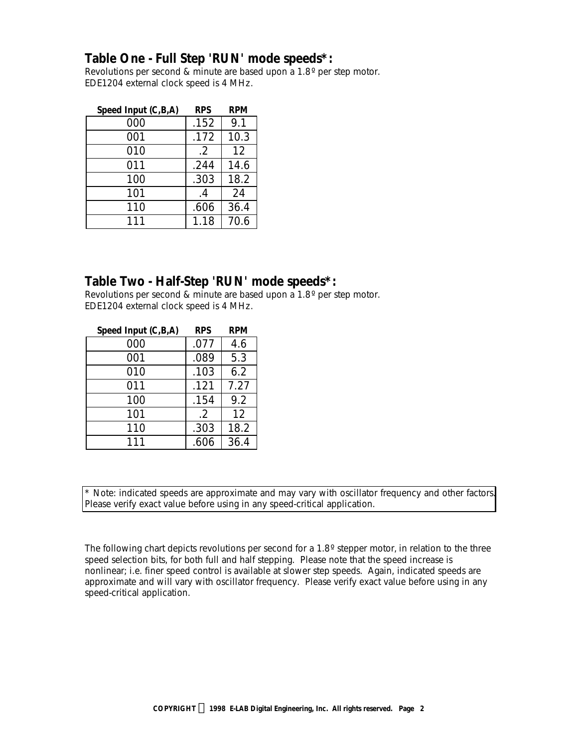## Table One - Full Step 'RUN' mode speeds*:

Revolutions per second & minute are based upon a 1.8º per step motor.
EDE1204 external clock speed is 4 MHz.

| Speed Input (C,B,A) | RPS | RPM |
|---|---|---|
| 000 | .152 | 9.1 |
| 001 | .172 | 10.3 |
| 010 | .2 | 12 |
| 011 | .244 | 14.6 |
| 100 | .303 | 18.2 |
| 101 | .4 | 24 |
| 110 | .606 | 36.4 |
| 111 | 1.18 | 70.6 |

## Table Two - Half-Step 'RUN' mode speeds*:

Revolutions per second & minute are based upon a 1.8º per step motor.
EDE1204 external clock speed is 4 MHz.

| Speed Input (C,B,A) | RPS | RPM |
|---|---|---|
| 000 | .077 | 4.6 |
| 001 | .089 | 5.3 |
| 010 | .103 | 6.2 |
| 011 | .121 | 7.27 |
| 100 | .154 | 9.2 |
| 101 | .2 | 12 |
| 110 | .303 | 18.2 |
| 111 | .606 | 36.4 |

* Note: indicated speeds are approximate and may vary with oscillator frequency and other factors. Please verify exact value before using in any speed-critical application.

The following chart depicts revolutions per second for a 1.8º stepper motor, in relation to the three speed selection bits, for both full and half stepping. Please note that the speed increase is nonlinear; i.e. finer speed control is available at slower step speeds. Again, indicated speeds are approximate and will vary with oscillator frequency. Please verify exact value before using in any speed-critical application.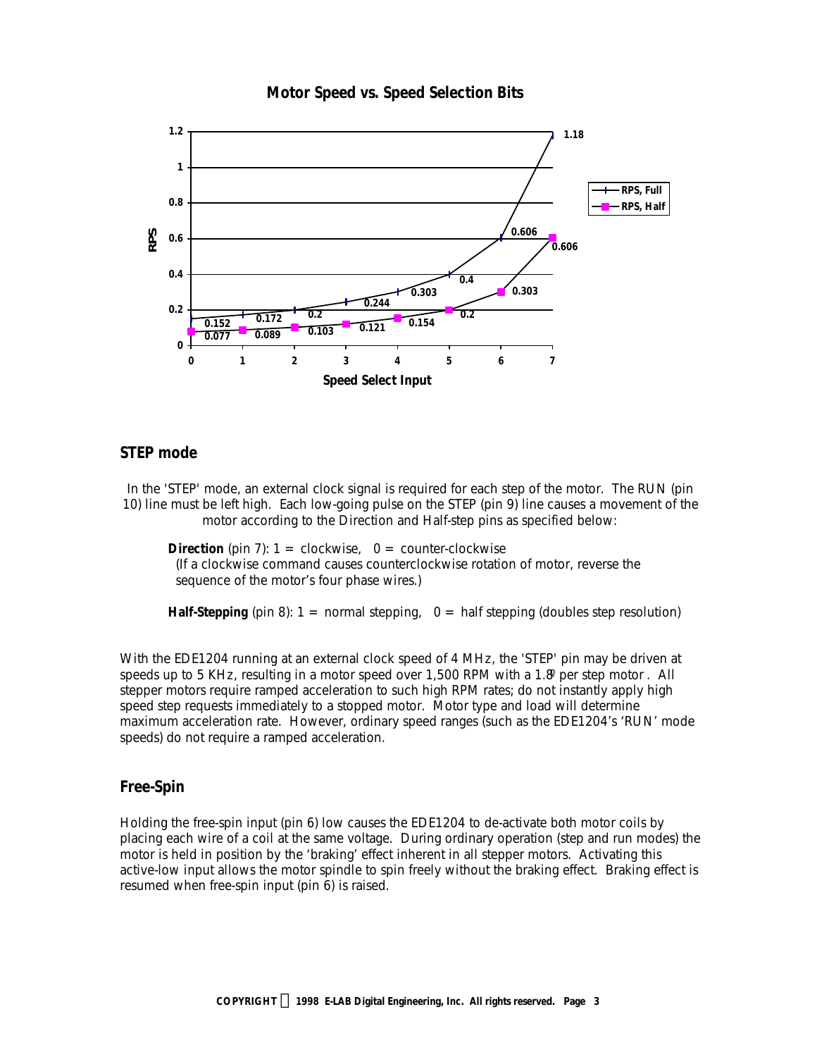**Motor Speed vs. Speed Selection Bits**

| Speed Select Input | RPS, Full | RPS, Half |
|---|---|---|
| 0 | 0.152 | 0.077 |
| 1 | 0.172 | 0.089 |
| 2 | 0.2 | 0.103 |
| 3 | 0.244 | 0.121 |
| 4 | 0.303 | 0.154 |
| 5 | 0.4 | 0.2 |
| 6 | 0.606 | 0.303 |
| 7 | 1.18 | 0.606 |

## STEP mode

In the 'STEP' mode, an external clock signal is required for each step of the motor. The RUN (pin 10) line must be left high. Each low-going pulse on the STEP (pin 9) line causes a movement of the motor according to the Direction and Half-step pins as specified below:

**Direction** (pin 7): 1 = clockwise, 0 = counter-clockwise
(If a clockwise command causes counterclockwise rotation of motor, reverse the sequence of the motor's four phase wires.)

**Half-Stepping** (pin 8): 1 = normal stepping, 0 = half stepping (doubles step resolution)

With the EDE1204 running at an external clock speed of 4 MHz, the 'STEP' pin may be driven at speeds up to 5 KHz, resulting in a motor speed over 1,500 RPM with a 1.8° per step motor. All stepper motors require ramped acceleration to such high RPM rates; do not instantly apply high speed step requests immediately to a stopped motor. Motor type and load will determine maximum acceleration rate. However, ordinary speed ranges (such as the EDE1204's 'RUN' mode speeds) do not require a ramped acceleration.

## Free-Spin

Holding the free-spin input (pin 6) low causes the EDE1204 to de-activate both motor coils by placing each wire of a coil at the same voltage. During ordinary operation (step and run modes) the motor is held in position by the 'braking' effect inherent in all stepper motors. Activating this active-low input allows the motor spindle to spin freely without the braking effect. Braking effect is resumed when free-spin input (pin 6) is raised.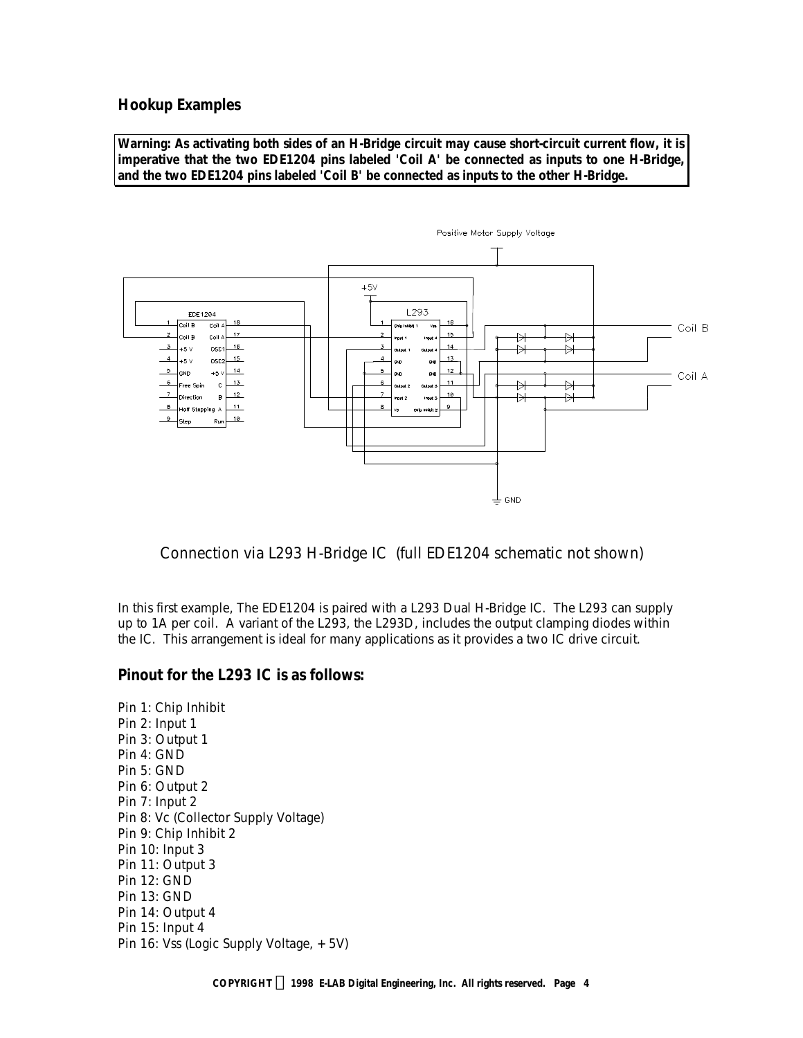## Hookup Examples

**Warning: As activating both sides of an H-Bridge circuit may cause short-circuit current flow, it is imperative that the two EDE1204 pins labeled 'Coil A' be connected as inputs to one H-Bridge, and the two EDE1204 pins labeled 'Coil B' be connected as inputs to the other H-Bridge.**

Connection via L293 H-Bridge IC (full EDE1204 schematic not shown)

In this first example, The EDE1204 is paired with a L293 Dual H-Bridge IC. The L293 can supply up to 1A per coil. A variant of the L293, the L293D, includes the output clamping diodes within the IC. This arrangement is ideal for many applications as it provides a two IC drive circuit.

### Pinout for the L293 IC is as follows:

Pin 1: Chip Inhibit
Pin 2: Input 1
Pin 3: Output 1
Pin 4: GND
Pin 5: GND
Pin 6: Output 2
Pin 7: Input 2
Pin 8: Vc (Collector Supply Voltage)
Pin 9: Chip Inhibit 2
Pin 10: Input 3
Pin 11: Output 3
Pin 12: GND
Pin 13: GND
Pin 14: Output 4
Pin 15: Input 4
Pin 16: Vss (Logic Supply Voltage, + 5V)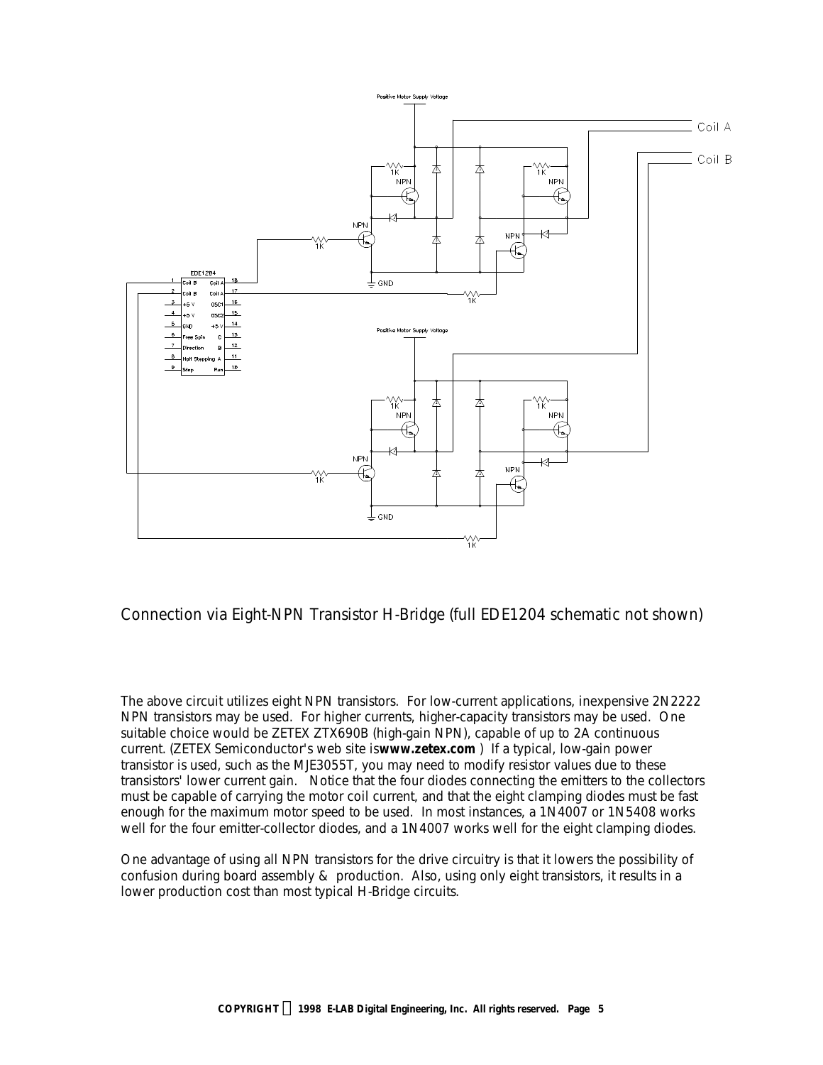Connection via Eight-NPN Transistor H-Bridge (full EDE1204 schematic not shown)

The above circuit utilizes eight NPN transistors. For low-current applications, inexpensive 2N2222 NPN transistors may be used. For higher currents, higher-capacity transistors may be used. One suitable choice would be ZETEX ZTX690B (high-gain NPN), capable of up to 2A continuous current. (ZETEX Semiconductor's web site is **www.zetex.com** ) If a typical, low-gain power transistor is used, such as the MJE3055T, you may need to modify resistor values due to these transistors' lower current gain. Notice that the four diodes connecting the emitters to the collectors must be capable of carrying the motor coil current, and that the eight clamping diodes must be fast enough for the maximum motor speed to be used. In most instances, a 1N4007 or 1N5408 works well for the four emitter-collector diodes, and a 1N4007 works well for the eight clamping diodes.

One advantage of using all NPN transistors for the drive circuitry is that it lowers the possibility of confusion during board assembly & production. Also, using only eight transistors, it results in a lower production cost than most typical H-Bridge circuits.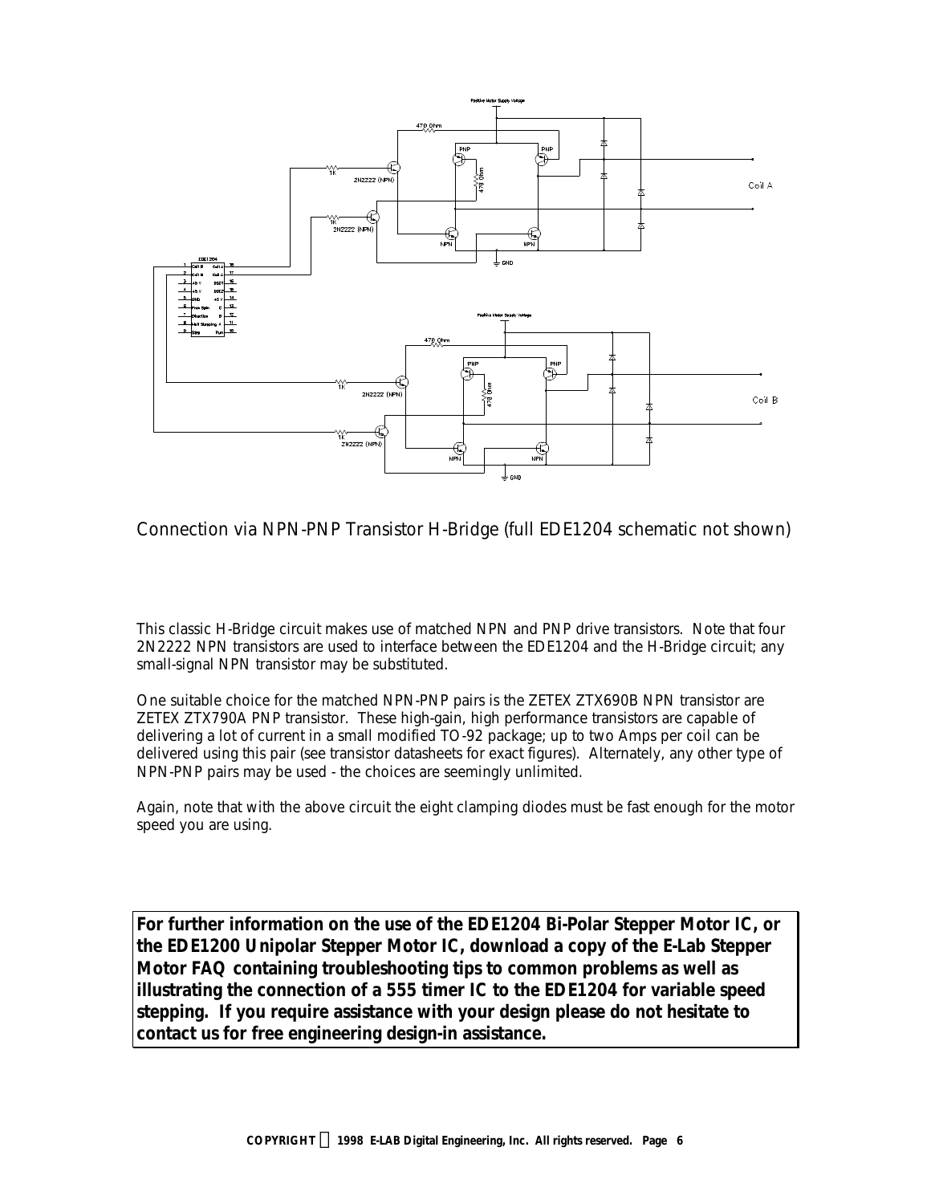Connection via NPN-PNP Transistor H-Bridge (full EDE1204 schematic not shown)

This classic H-Bridge circuit makes use of matched NPN and PNP drive transistors. Note that four 2N2222 NPN transistors are used to interface between the EDE1204 and the H-Bridge circuit; any small-signal NPN transistor may be substituted.

One suitable choice for the matched NPN-PNP pairs is the ZETEX ZTX690B NPN transistor are ZETEX ZTX790A PNP transistor. These high-gain, high performance transistors are capable of delivering a lot of current in a small modified TO-92 package; up to two Amps per coil can be delivered using this pair (see transistor datasheets for exact figures). Alternately, any other type of NPN-PNP pairs may be used - the choices are seemingly unlimited.

Again, note that with the above circuit the eight clamping diodes must be fast enough for the motor speed you are using.

**For further information on the use of the EDE1204 Bi-Polar Stepper Motor IC, or the EDE1200 Unipolar Stepper Motor IC, download a copy of the E-Lab Stepper Motor FAQ containing troubleshooting tips to common problems as well as illustrating the connection of a 555 timer IC to the EDE1204 for variable speed stepping. If you require assistance with your design please do not hesitate to contact us for free engineering design-in assistance.**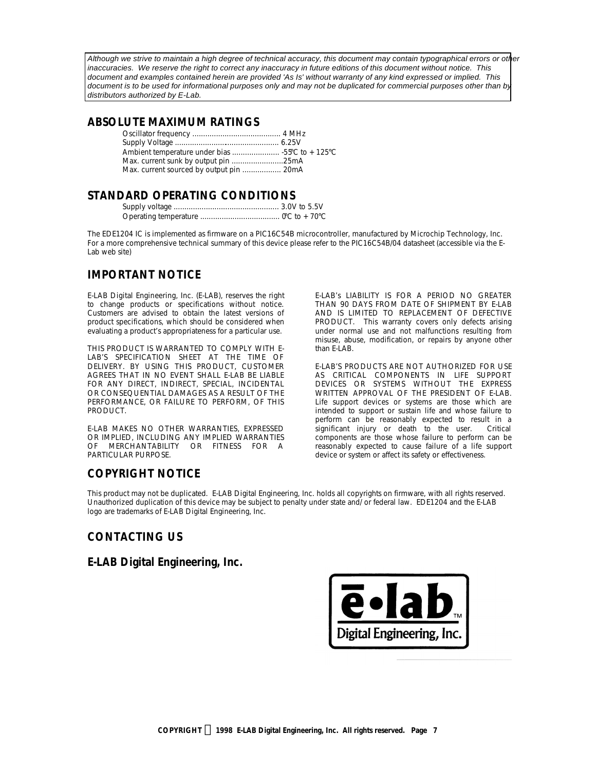*Although we strive to maintain a high degree of technical accuracy, this document may contain typographical errors or other inaccuracies. We reserve the right to correct any inaccuracy in future editions of this document without notice. This document and examples contained herein are provided 'As Is' without warranty of any kind expressed or implied. This document is to be used for informational purposes only and may not be duplicated for commercial purposes other than by distributors authorized by E-Lab.*

## ABSOLUTE MAXIMUM RATINGS

Oscillator frequency .......................................... 4 MHz
Supply Voltage ................................................. 6.25V
Ambient temperature under bias ...................... -55°C to +125°C
Max. current sunk by output pin ........................25mA
Max. current sourced by output pin .................. 20mA

## STANDARD OPERATING CONDITIONS

Supply voltage ................................................. 3.0V to 5.5V
Operating temperature ..................................... 0°C to +70°C

The EDE1204 IC is implemented as firmware on a PIC16C54B microcontroller, manufactured by Microchip Technology, Inc. For a more comprehensive technical summary of this device please refer to the PIC16C54B/04 datasheet (accessible via the E-Lab web site)

## IMPORTANT NOTICE

E-LAB Digital Engineering, Inc. (E-LAB), reserves the right to change products or specifications without notice. Customers are advised to obtain the latest versions of product specifications, which should be considered when evaluating a product's appropriateness for a particular use.

THIS PRODUCT IS WARRANTED TO COMPLY WITH E-LAB'S SPECIFICATION SHEET AT THE TIME OF DELIVERY. BY USING THIS PRODUCT, CUSTOMER AGREES THAT IN NO EVENT SHALL E-LAB BE LIABLE FOR ANY DIRECT, INDIRECT, SPECIAL, INCIDENTAL OR CONSEQUENTIAL DAMAGES AS A RESULT OF THE PERFORMANCE, OR FAILURE TO PERFORM, OF THIS PRODUCT.

E-LAB MAKES NO OTHER WARRANTIES, EXPRESSED OR IMPLIED, INCLUDING ANY IMPLIED WARRANTIES OF MERCHANTABILITY OR FITNESS FOR A PARTICULAR PURPOSE.

E-LAB's LIABILITY IS FOR A PERIOD NO GREATER THAN 90 DAYS FROM DATE OF SHIPMENT BY E-LAB AND IS LIMITED TO REPLACEMENT OF DEFECTIVE PRODUCT. This warranty covers only defects arising under normal use and not malfunctions resulting from misuse, abuse, modification, or repairs by anyone other than E-LAB.

E-LAB'S PRODUCTS ARE NOT AUTHORIZED FOR USE AS CRITICAL COMPONENTS IN LIFE SUPPORT DEVICES OR SYSTEMS WITHOUT THE EXPRESS WRITTEN APPROVAL OF THE PRESIDENT OF E-LAB. Life support devices or systems are those which are intended to support or sustain life and whose failure to perform can be reasonably expected to result in a significant injury or death to the user. Critical components are those whose failure to perform can be reasonably expected to cause failure of a life support device or system or affect its safety or effectiveness.

## COPYRIGHT NOTICE

This product may not be duplicated. E-LAB Digital Engineering, Inc. holds all copyrights on firmware, with all rights reserved. Unauthorized duplication of this device may be subject to penalty under state and/or federal law. EDE1204 and the E-LAB logo are trademarks of E-LAB Digital Engineering, Inc.

## CONTACTING US

### E-LAB Digital Engineering, Inc.

ē•lab™
Digital Engineering, Inc.